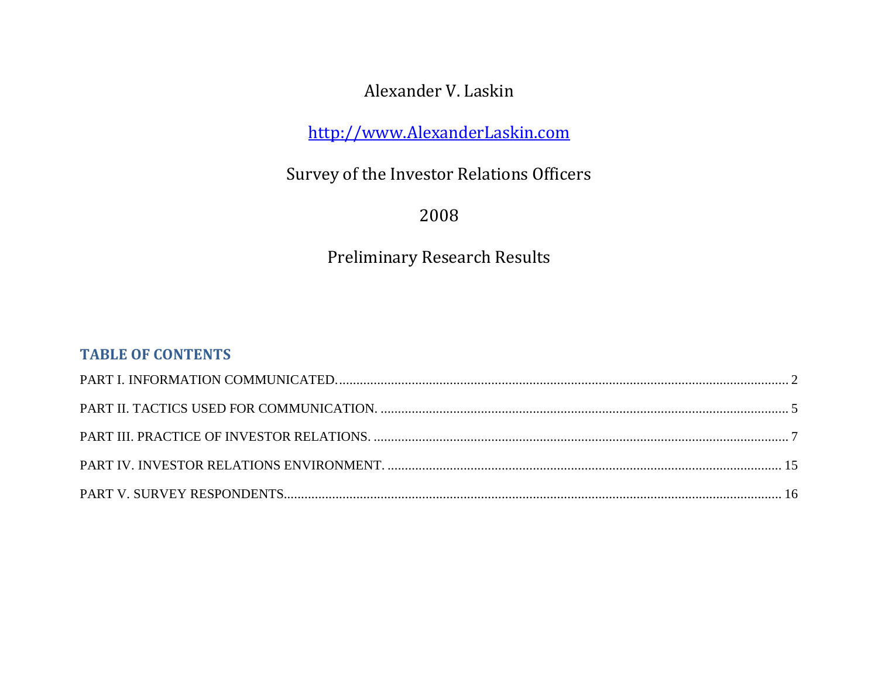Alexander V. Laskin

http://www.AlexanderLaskin.com

Survey of the Investor Relations Officers

2008

Preliminary Research Results

## TABLE OF CONTENTS

PART I. INFORMATION COMMUNICATED. .... 2

PART II. TACTICS USED FOR COMMUNICATION. .... 5

PART III. PRACTICE OF INVESTOR RELATIONS. .... 7

PART IV. INVESTOR RELATIONS ENVIRONMENT. .... 15

PART V. SURVEY RESPONDENTS .... 16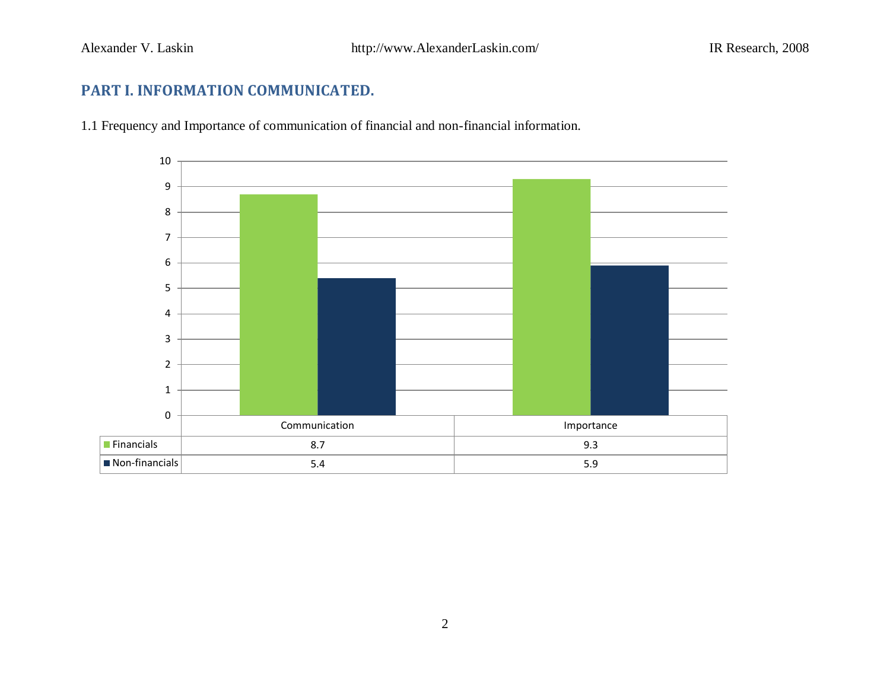## PART I. INFORMATION COMMUNICATED.

1.1 Frequency and Importance of communication of financial and non-financial information.

| | Communication | Importance |
| --- | --- | --- |
| Financials | 8.7 | 9.3 |
| Non-financials | 5.4 | 5.9 |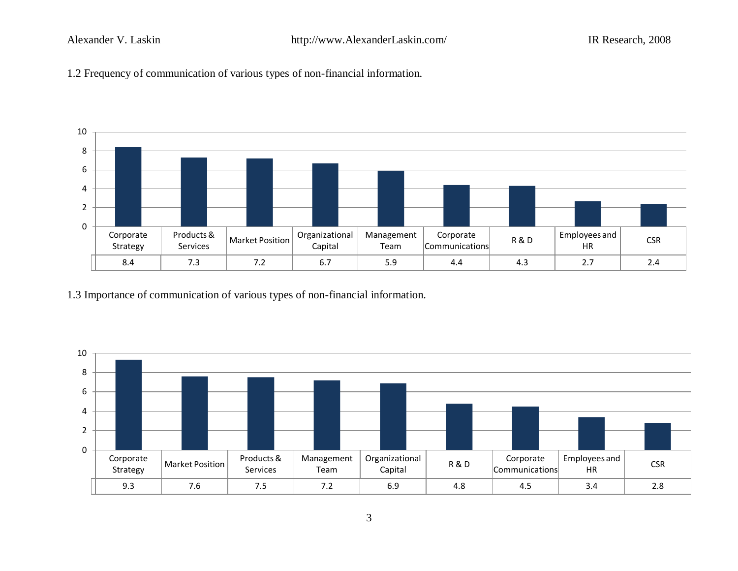1.2 Frequency of communication of various types of non-financial information.

| Corporate Strategy | Products & Services | Market Position | Organizational Capital | Management Team | Corporate Communications | R & D | Employees and HR | CSR |
|---|---|---|---|---|---|---|---|---|
| 8.4 | 7.3 | 7.2 | 6.7 | 5.9 | 4.4 | 4.3 | 2.7 | 2.4 |

1.3 Importance of communication of various types of non-financial information.

| Corporate Strategy | Market Position | Products & Services | Management Team | Organizational Capital | R & D | Corporate Communications | Employees and HR | CSR |
|---|---|---|---|---|---|---|---|---|
| 9.3 | 7.6 | 7.5 | 7.2 | 6.9 | 4.8 | 4.5 | 3.4 | 2.8 |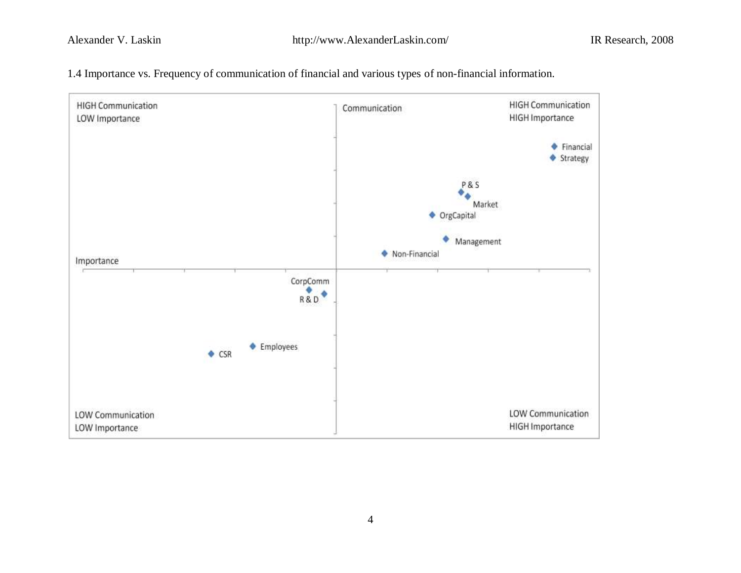1.4 Importance vs. Frequency of communication of financial and various types of non-financial information.

HIGH Communication
LOW Importance

Communication

HIGH Communication
HIGH Importance

Financial

Strategy

P & S

Market

OrgCapital

Management

Non-Financial

Importance

CorpComm

R & D

Employees

CSR

LOW Communication
LOW Importance

LOW Communication
HIGH Importance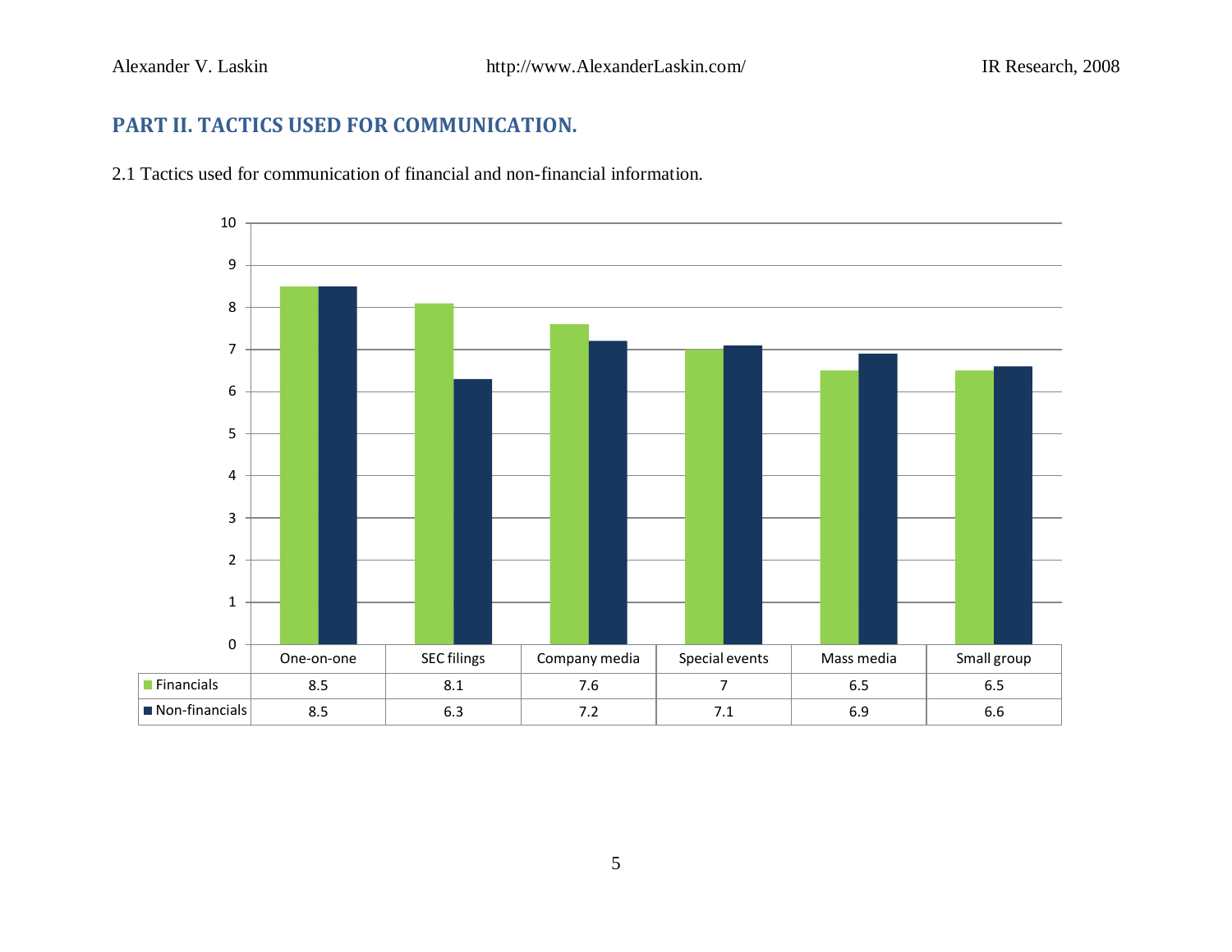## PART II. TACTICS USED FOR COMMUNICATION.

2.1 Tactics used for communication of financial and non-financial information.

| | One-on-one | SEC filings | Company media | Special events | Mass media | Small group |
|---|---|---|---|---|---|---|
| Financials | 8.5 | 8.1 | 7.6 | 7 | 6.5 | 6.5 |
| Non-financials | 8.5 | 6.3 | 7.2 | 7.1 | 6.9 | 6.6 |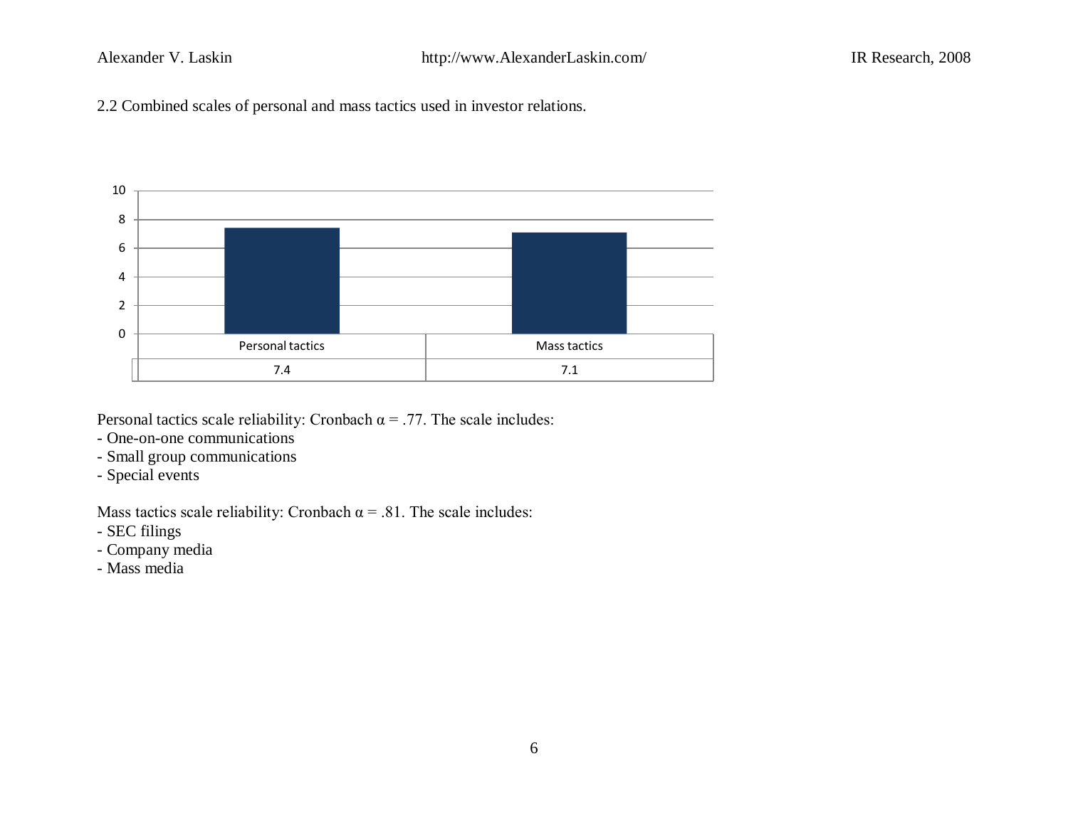2.2 Combined scales of personal and mass tactics used in investor relations.

| Personal tactics | Mass tactics |
| --- | --- |
| 7.4 | 7.1 |

Personal tactics scale reliability: Cronbach $\alpha = .77$. The scale includes:
- One-on-one communications
- Small group communications
- Special events

Mass tactics scale reliability: Cronbach $\alpha = .81$. The scale includes:
- SEC filings
- Company media
- Mass media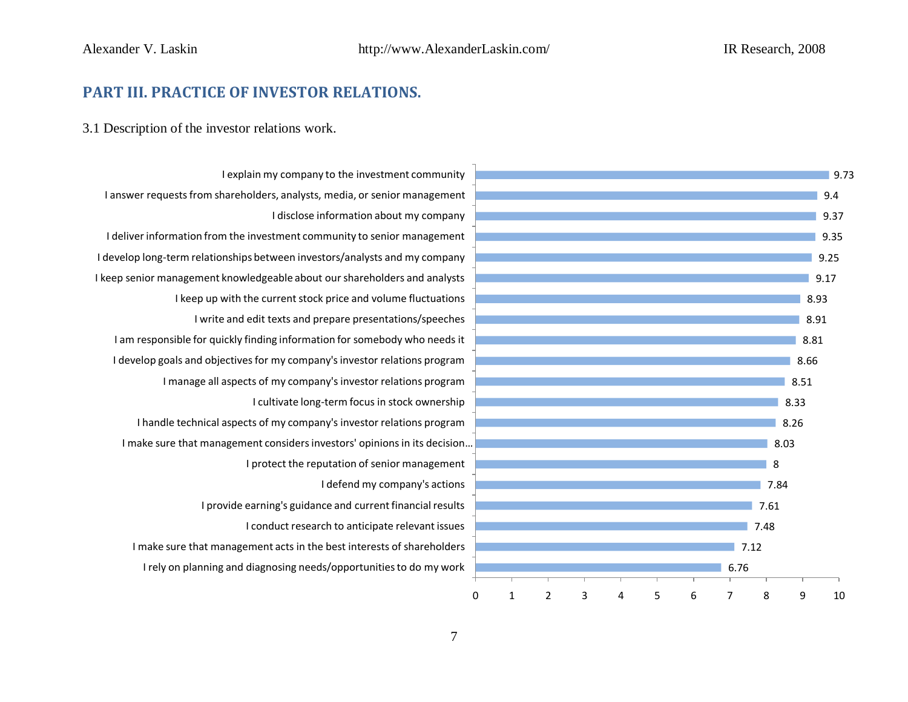## PART III. PRACTICE OF INVESTOR RELATIONS.

3.1 Description of the investor relations work.

| Statement | Score |
| --- | --- |
| I explain my company to the investment community | 9.73 |
| I answer requests from shareholders, analysts, media, or senior management | 9.4 |
| I disclose information about my company | 9.37 |
| I deliver information from the investment community to senior management | 9.35 |
| I develop long-term relationships between investors/analysts and my company | 9.25 |
| I keep senior management knowledgeable about our shareholders and analysts | 9.17 |
| I keep up with the current stock price and volume fluctuations | 8.93 |
| I write and edit texts and prepare presentations/speeches | 8.91 |
| I am responsible for quickly finding information for somebody who needs it | 8.81 |
| I develop goals and objectives for my company's investor relations program | 8.66 |
| I manage all aspects of my company's investor relations program | 8.51 |
| I cultivate long-term focus in stock ownership | 8.33 |
| I handle technical aspects of my company's investor relations program | 8.26 |
| I make sure that management considers investors' opinions in its decision… | 8.03 |
| I protect the reputation of senior management | 8 |
| I defend my company's actions | 7.84 |
| I provide earning's guidance and current financial results | 7.61 |
| I conduct research to anticipate relevant issues | 7.48 |
| I make sure that management acts in the best interests of shareholders | 7.12 |
| I rely on planning and diagnosing needs/opportunities to do my work | 6.76 |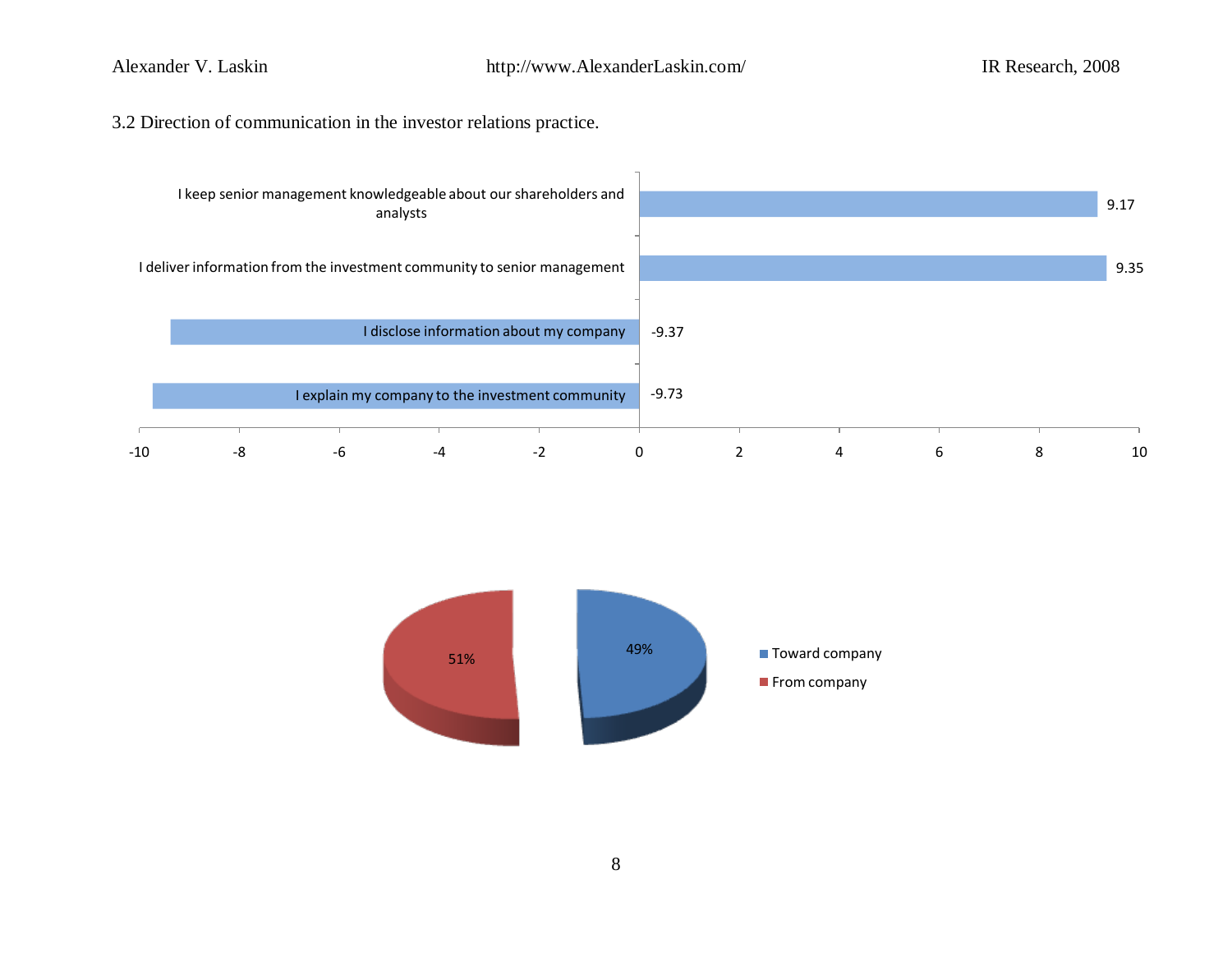3.2 Direction of communication in the investor relations practice.

| Statement | Value |
| --- | --- |
| I keep senior management knowledgeable about our shareholders and analysts | 9.17 |
| I deliver information from the investment community to senior management | 9.35 |
| I disclose information about my company | -9.37 |
| I explain my company to the investment community | -9.73 |

| Direction | Percentage |
| --- | --- |
| Toward company | 49% |
| From company | 51% |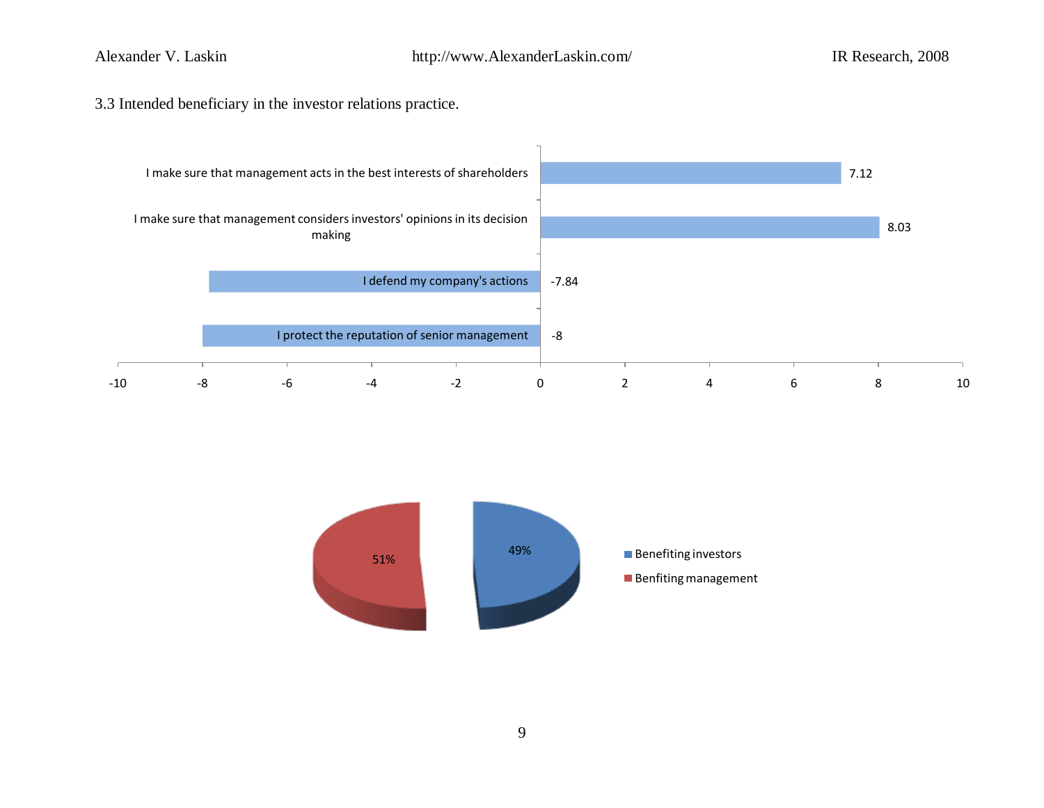3.3 Intended beneficiary in the investor relations practice.

| Statement | Score |
| --- | --- |
| I make sure that management acts in the best interests of shareholders | 7.12 |
| I make sure that management considers investors' opinions in its decision making | 8.03 |
| I defend my company's actions | -7.84 |
| I protect the reputation of senior management | -8 |

| Category | Percentage |
| --- | --- |
| Benefiting investors | 49% |
| Benfiting management | 51% |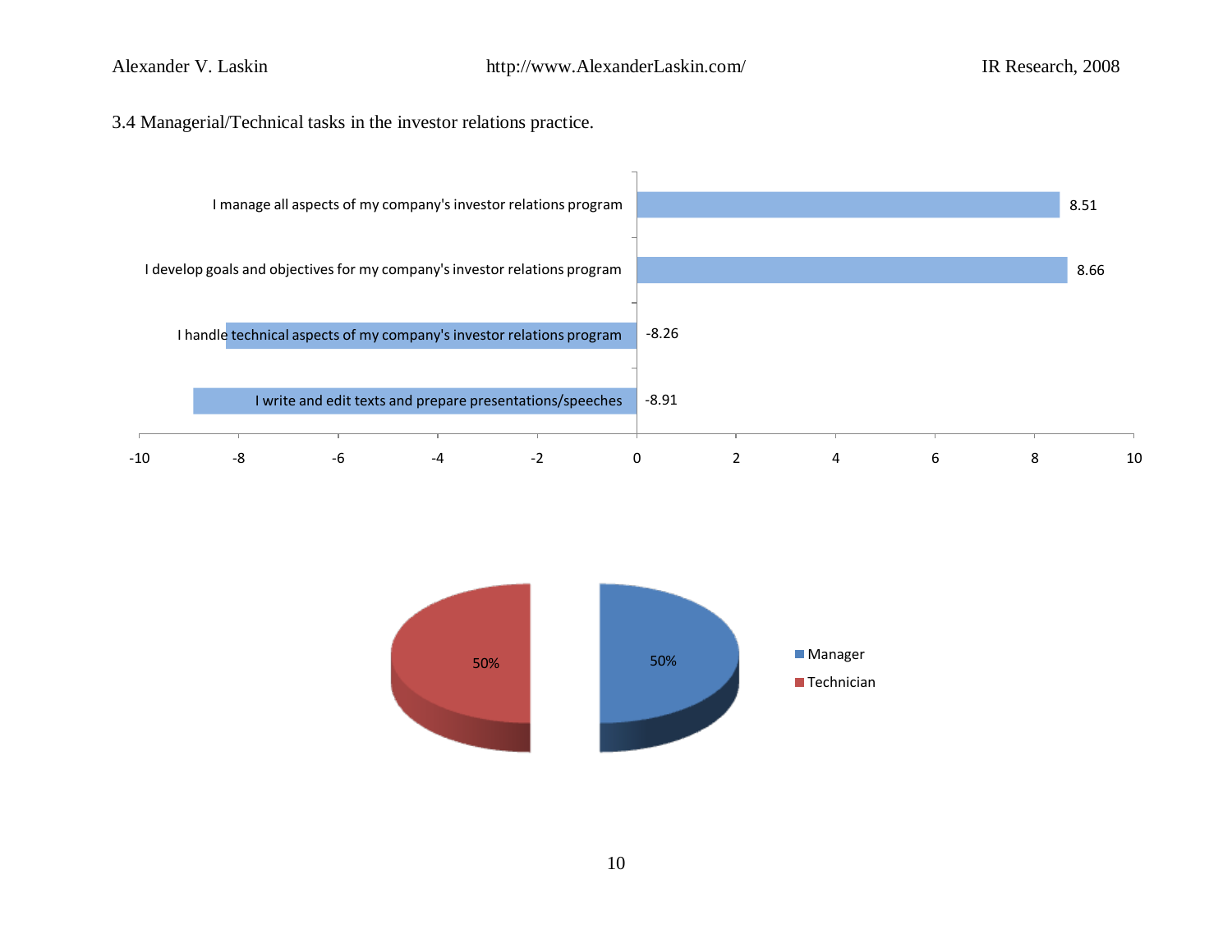3.4 Managerial/Technical tasks in the investor relations practice.

| Task | Value |
|---|---|
| I manage all aspects of my company's investor relations program | 8.51 |
| I develop goals and objectives for my company's investor relations program | 8.66 |
| I handle technical aspects of my company's investor relations program | -8.26 |
| I write and edit texts and prepare presentations/speeches | -8.91 |

| Role | Percentage |
|---|---|
| Manager | 50% |
| Technician | 50% |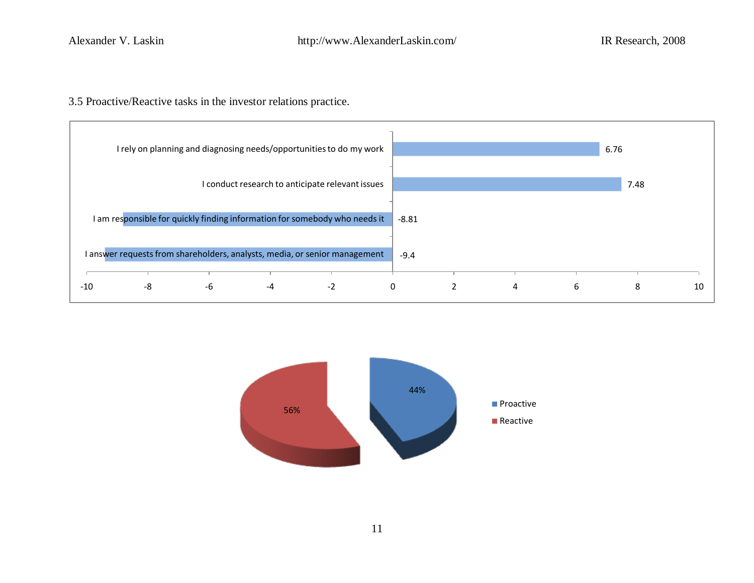3.5 Proactive/Reactive tasks in the investor relations practice.

| Statement | Score |
|---|---|
| I rely on planning and diagnosing needs/opportunities to do my work | 6.76 |
| I conduct research to anticipate relevant issues | 7.48 |
| I am responsible for quickly finding information for somebody who needs it | -8.81 |
| I answer requests from shareholders, analysts, media, or senior management | -9.4 |

| Category | Percentage |
|---|---|
| Proactive | 44% |
| Reactive | 56% |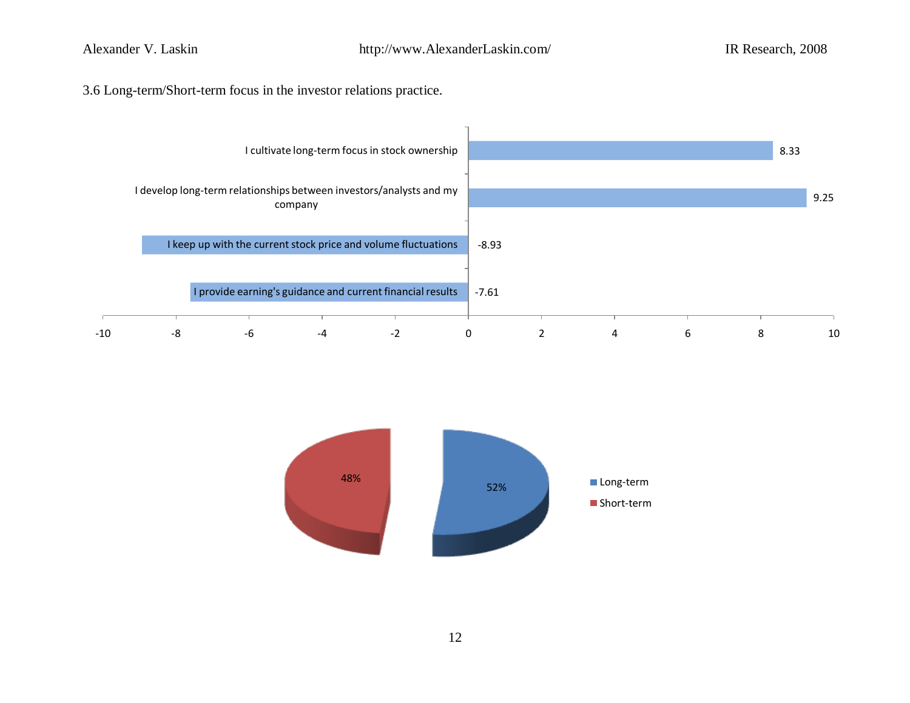3.6 Long-term/Short-term focus in the investor relations practice.

| Statement | Value |
|---|---|
| I cultivate long-term focus in stock ownership | 8.33 |
| I develop long-term relationships between investors/analysts and my company | 9.25 |
| I keep up with the current stock price and volume fluctuations | -8.93 |
| I provide earning's guidance and current financial results | -7.61 |

| Focus | Share |
|---|---|
| Long-term | 52% |
| Short-term | 48% |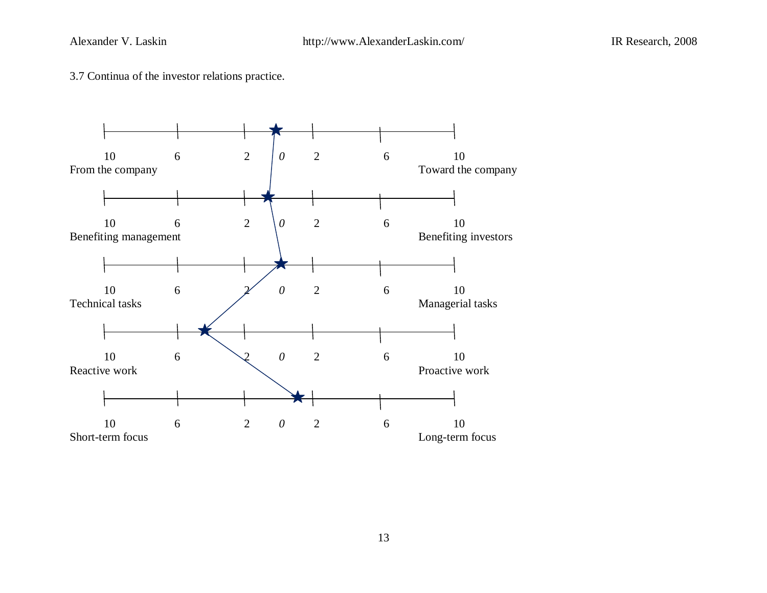3.7 Continua of the investor relations practice.

10 6 2 *0* 2 6 10
From the company Toward the company

10 6 2 *0* 2 6 10
Benefiting management Benefiting investors

10 6 2 *0* 2 6 10
Technical tasks Managerial tasks

10 6 2 *0* 2 6 10
Reactive work Proactive work

10 6 2 *0* 2 6 10
Short-term focus Long-term focus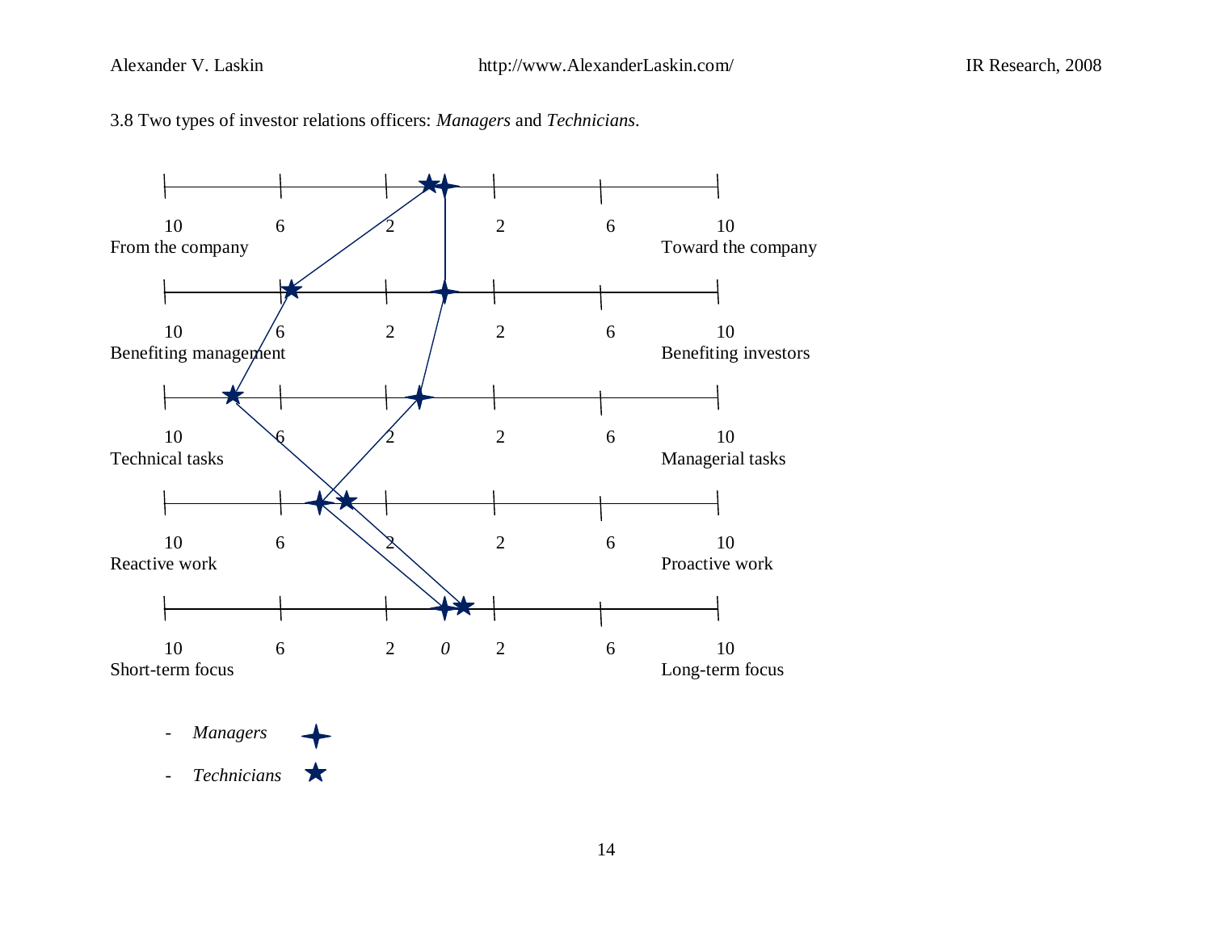3.8 Two types of investor relations officers: *Managers* and *Technicians*.

10 6 2 2 6 10
From the company — Toward the company

10 6 2 2 6 10
Benefiting management — Benefiting investors

10 6 2 2 6 10
Technical tasks — Managerial tasks

10 6 2 2 6 10
Reactive work — Proactive work

10 6 2 *0* 2 6 10
Short-term focus — Long-term focus

- *Managers*
- *Technicians*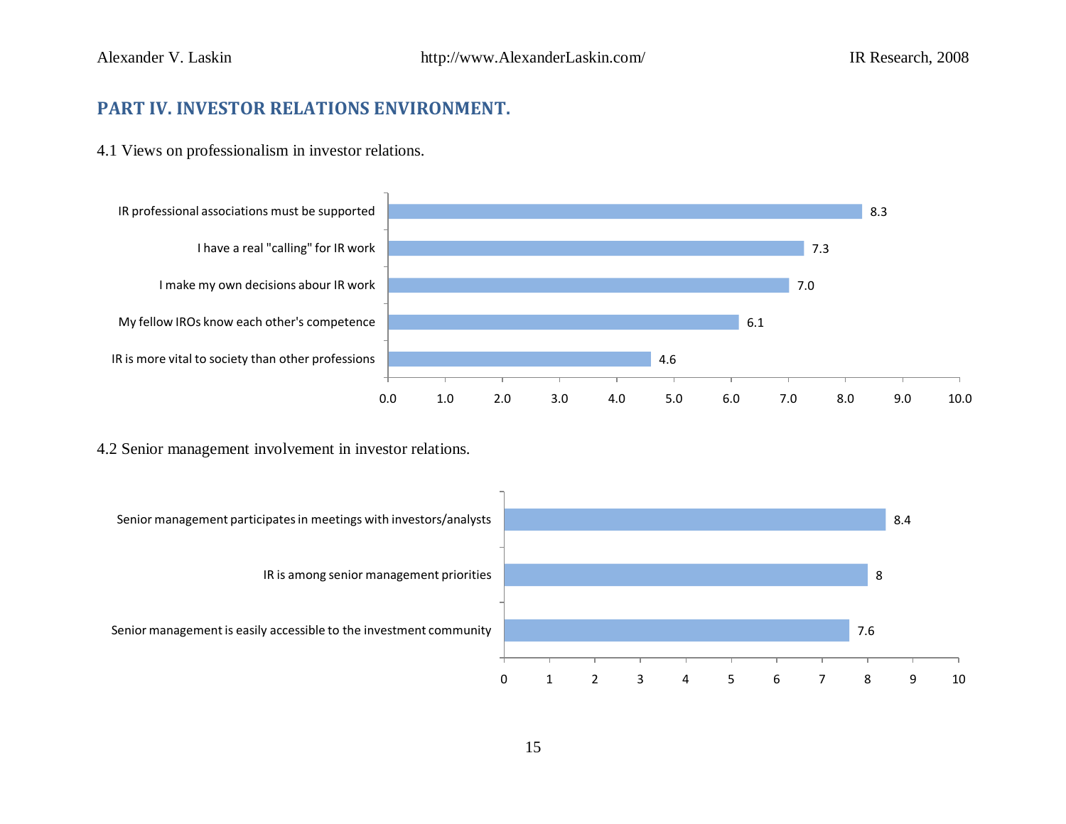## PART IV. INVESTOR RELATIONS ENVIRONMENT.

4.1 Views on professionalism in investor relations.

| Statement | Score |
| --- | --- |
| IR professional associations must be supported | 8.3 |
| I have a real "calling" for IR work | 7.3 |
| I make my own decisions abour IR work | 7.0 |
| My fellow IROs know each other's competence | 6.1 |
| IR is more vital to society than other professions | 4.6 |

4.2 Senior management involvement in investor relations.

| Statement | Score |
| --- | --- |
| Senior management participates in meetings with investors/analysts | 8.4 |
| IR is among senior management priorities | 8 |
| Senior management is easily accessible to the investment community | 7.6 |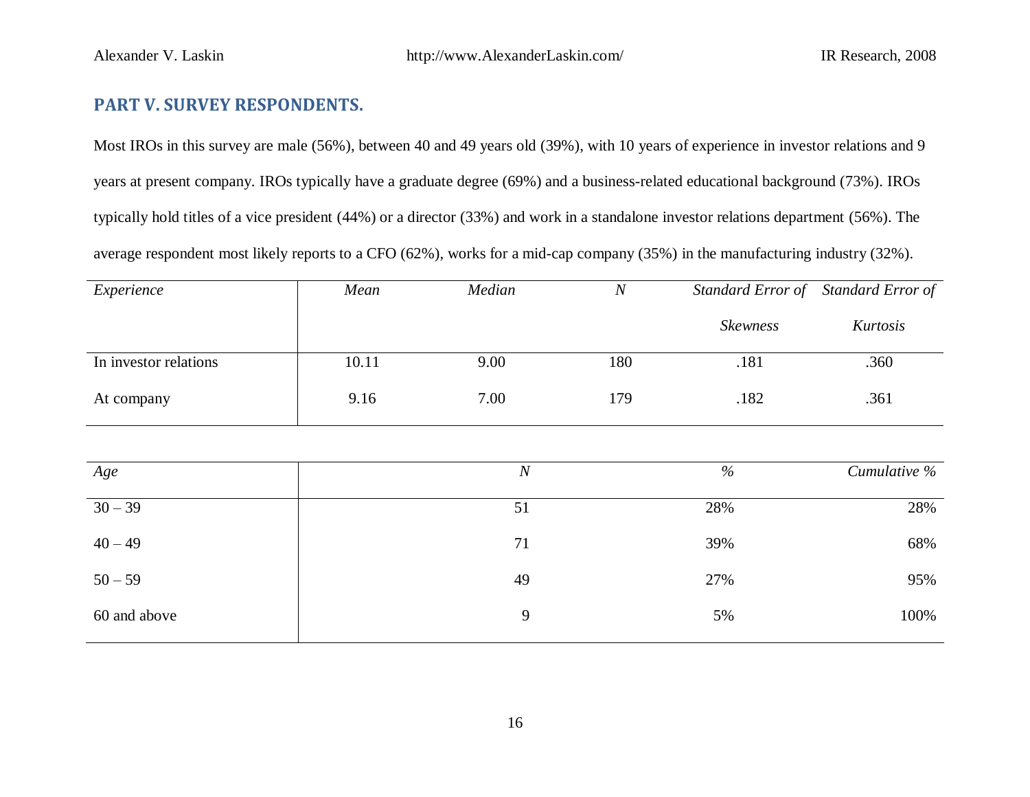## PART V. SURVEY RESPONDENTS.

Most IROs in this survey are male (56%), between 40 and 49 years old (39%), with 10 years of experience in investor relations and 9 years at present company. IROs typically have a graduate degree (69%) and a business-related educational background (73%). IROs typically hold titles of a vice president (44%) or a director (33%) and work in a standalone investor relations department (56%). The average respondent most likely reports to a CFO (62%), works for a mid-cap company (35%) in the manufacturing industry (32%).

| *Experience* | *Mean* | *Median* | *N* | *Standard Error of Skewness* | *Standard Error of Kurtosis* |
|---|---|---|---|---|---|
| In investor relations | 10.11 | 9.00 | 180 | .181 | .360 |
| At company | 9.16 | 7.00 | 179 | .182 | .361 |

| *Age* | *N* | *%* | *Cumulative %* |
|---|---|---|---|
| 30 – 39 | 51 | 28% | 28% |
| 40 – 49 | 71 | 39% | 68% |
| 50 – 59 | 49 | 27% | 95% |
| 60 and above | 9 | 5% | 100% |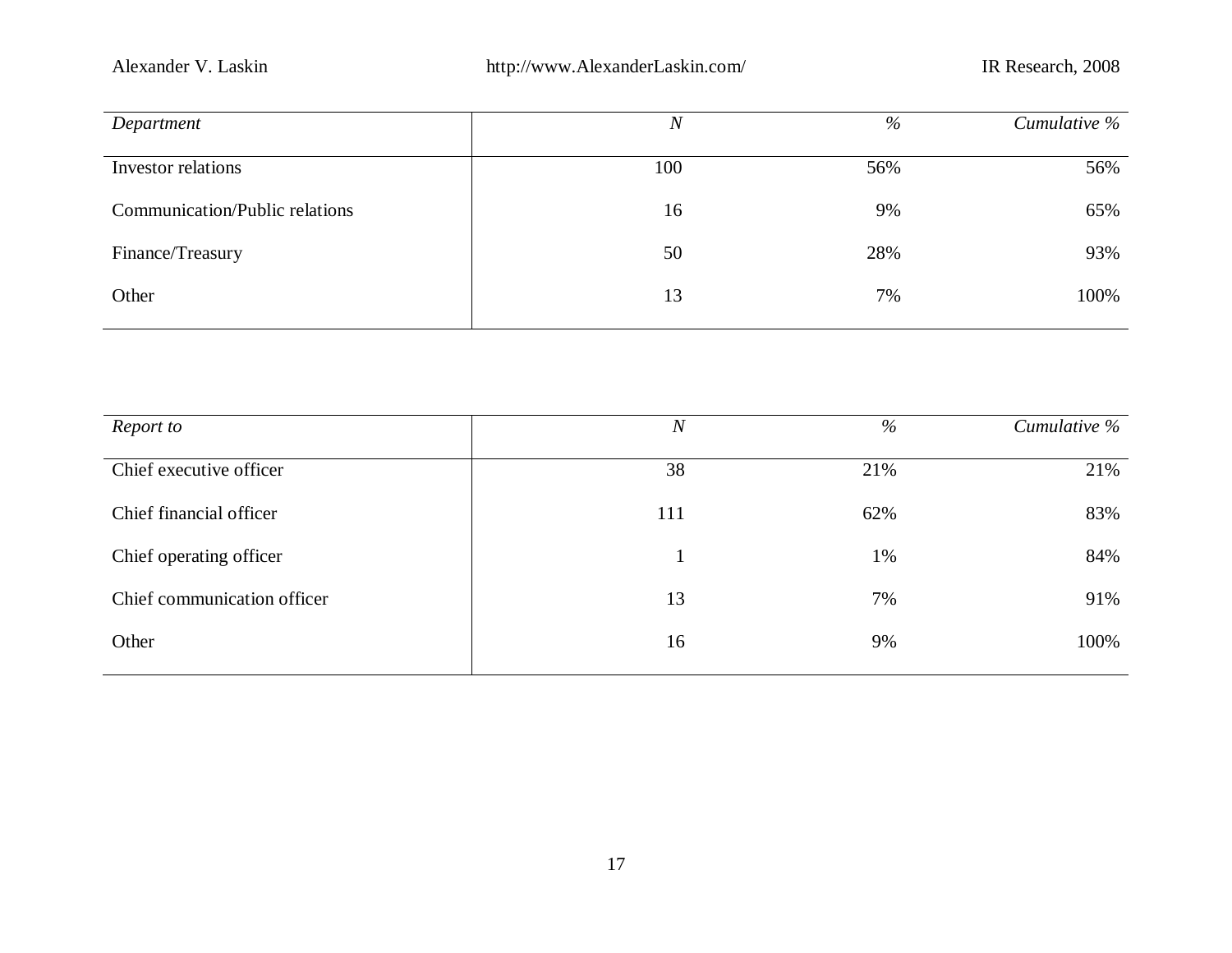| *Department* | *N* | *%* | *Cumulative %* |
|---|---|---|---|
| Investor relations | 100 | 56% | 56% |
| Communication/Public relations | 16 | 9% | 65% |
| Finance/Treasury | 50 | 28% | 93% |
| Other | 13 | 7% | 100% |

| *Report to* | *N* | *%* | *Cumulative %* |
|---|---|---|---|
| Chief executive officer | 38 | 21% | 21% |
| Chief financial officer | 111 | 62% | 83% |
| Chief operating officer | 1 | 1% | 84% |
| Chief communication officer | 13 | 7% | 91% |
| Other | 16 | 9% | 100% |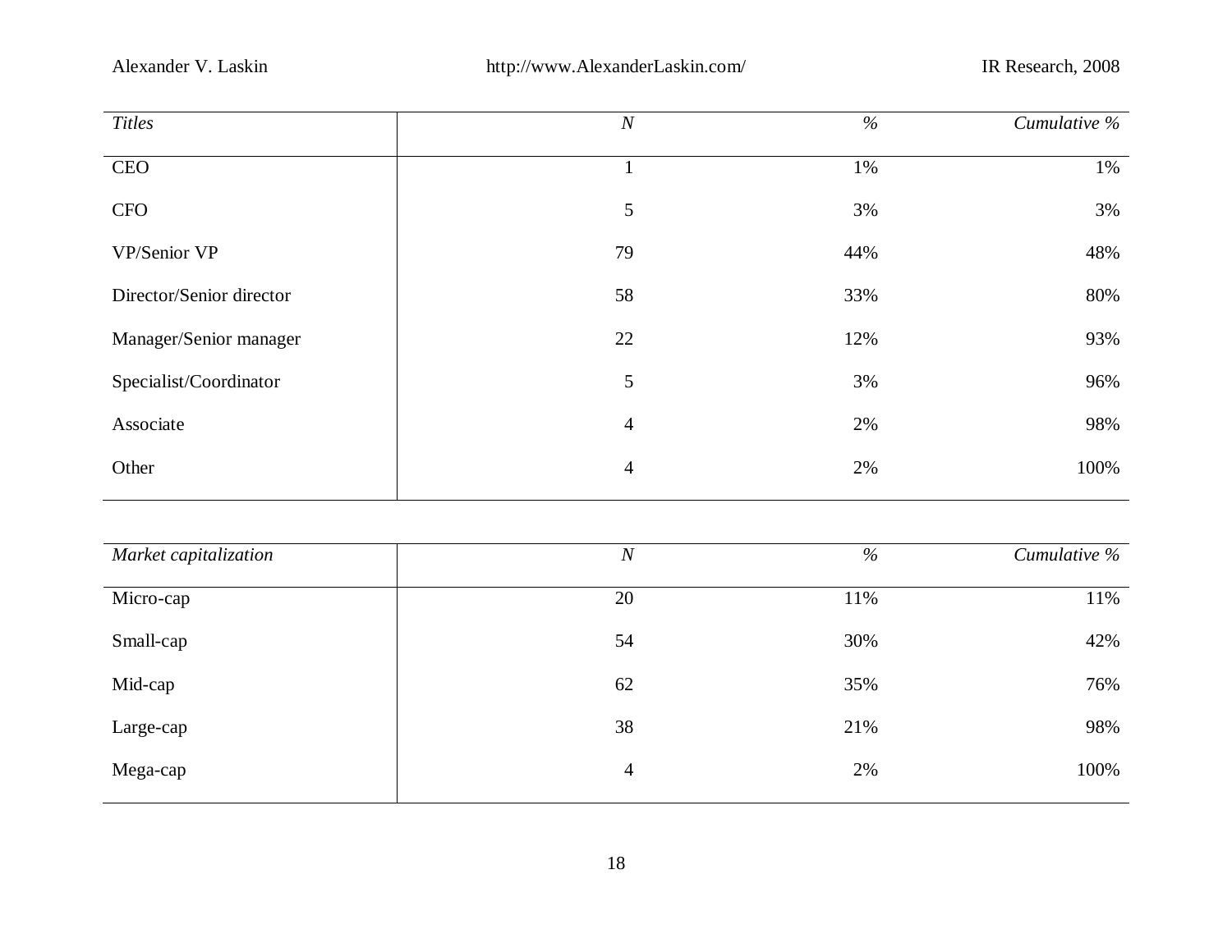| *Titles* | *N* | *%* | *Cumulative %* |
|---|---|---|---|
| CEO | 1 | 1% | 1% |
| CFO | 5 | 3% | 3% |
| VP/Senior VP | 79 | 44% | 48% |
| Director/Senior director | 58 | 33% | 80% |
| Manager/Senior manager | 22 | 12% | 93% |
| Specialist/Coordinator | 5 | 3% | 96% |
| Associate | 4 | 2% | 98% |
| Other | 4 | 2% | 100% |

| *Market capitalization* | *N* | *%* | *Cumulative %* |
|---|---|---|---|
| Micro-cap | 20 | 11% | 11% |
| Small-cap | 54 | 30% | 42% |
| Mid-cap | 62 | 35% | 76% |
| Large-cap | 38 | 21% | 98% |
| Mega-cap | 4 | 2% | 100% |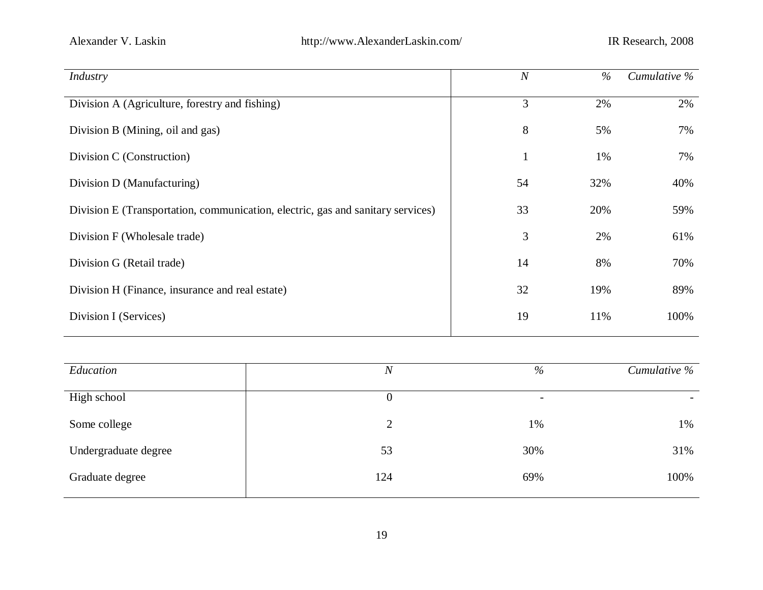| *Industry* | *N* | *%* | *Cumulative %* |
|---|---|---|---|
| Division A (Agriculture, forestry and fishing) | 3 | 2% | 2% |
| Division B (Mining, oil and gas) | 8 | 5% | 7% |
| Division C (Construction) | 1 | 1% | 7% |
| Division D (Manufacturing) | 54 | 32% | 40% |
| Division E (Transportation, communication, electric, gas and sanitary services) | 33 | 20% | 59% |
| Division F (Wholesale trade) | 3 | 2% | 61% |
| Division G (Retail trade) | 14 | 8% | 70% |
| Division H (Finance, insurance and real estate) | 32 | 19% | 89% |
| Division I (Services) | 19 | 11% | 100% |

| *Education* | *N* | *%* | *Cumulative %* |
|---|---|---|---|
| High school | 0 | - | - |
| Some college | 2 | 1% | 1% |
| Undergraduate degree | 53 | 30% | 31% |
| Graduate degree | 124 | 69% | 100% |